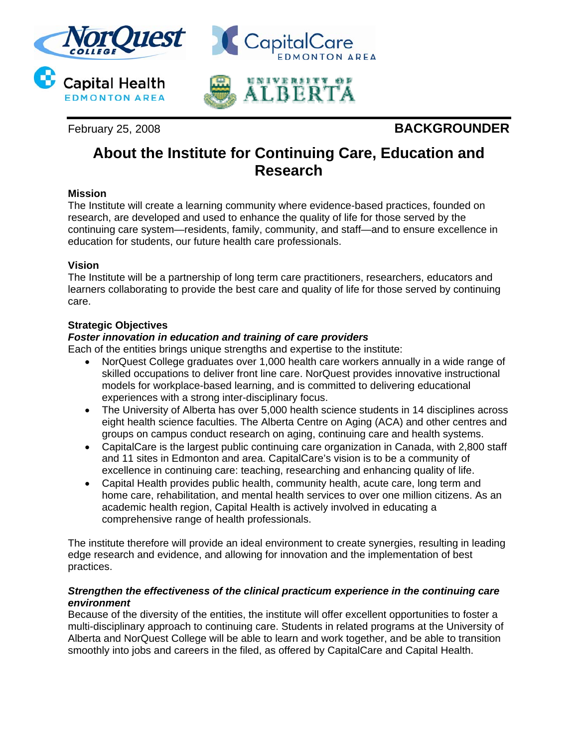February 25, 2008 **BACKGROUNDER**

# About the Institute for Continuing Care, Education and Research

**Mission**

The Institute will create a learning community where evidence-based practices, founded on research, are developed and used to enhance the quality of life for those served by the continuing care system—residents, family, community, and staff—and to ensure excellence in education for students, our future health care professionals.

**Vision**

The Institute will be a partnership of long term care practitioners, researchers, educators and learners collaborating to provide the best care and quality of life for those served by continuing care.

**Strategic Objectives**

***Foster innovation in education and training of care providers***

Each of the entities brings unique strengths and expertise to the institute:

- NorQuest College graduates over 1,000 health care workers annually in a wide range of skilled occupations to deliver front line care. NorQuest provides innovative instructional models for workplace-based learning, and is committed to delivering educational experiences with a strong inter-disciplinary focus.
- The University of Alberta has over 5,000 health science students in 14 disciplines across eight health science faculties. The Alberta Centre on Aging (ACA) and other centres and groups on campus conduct research on aging, continuing care and health systems.
- CapitalCare is the largest public continuing care organization in Canada, with 2,800 staff and 11 sites in Edmonton and area. CapitalCare's vision is to be a community of excellence in continuing care: teaching, researching and enhancing quality of life.
- Capital Health provides public health, community health, acute care, long term and home care, rehabilitation, and mental health services to over one million citizens. As an academic health region, Capital Health is actively involved in educating a comprehensive range of health professionals.

The institute therefore will provide an ideal environment to create synergies, resulting in leading edge research and evidence, and allowing for innovation and the implementation of best practices.

***Strengthen the effectiveness of the clinical practicum experience in the continuing care environment***

Because of the diversity of the entities, the institute will offer excellent opportunities to foster a multi-disciplinary approach to continuing care. Students in related programs at the University of Alberta and NorQuest College will be able to learn and work together, and be able to transition smoothly into jobs and careers in the filed, as offered by CapitalCare and Capital Health.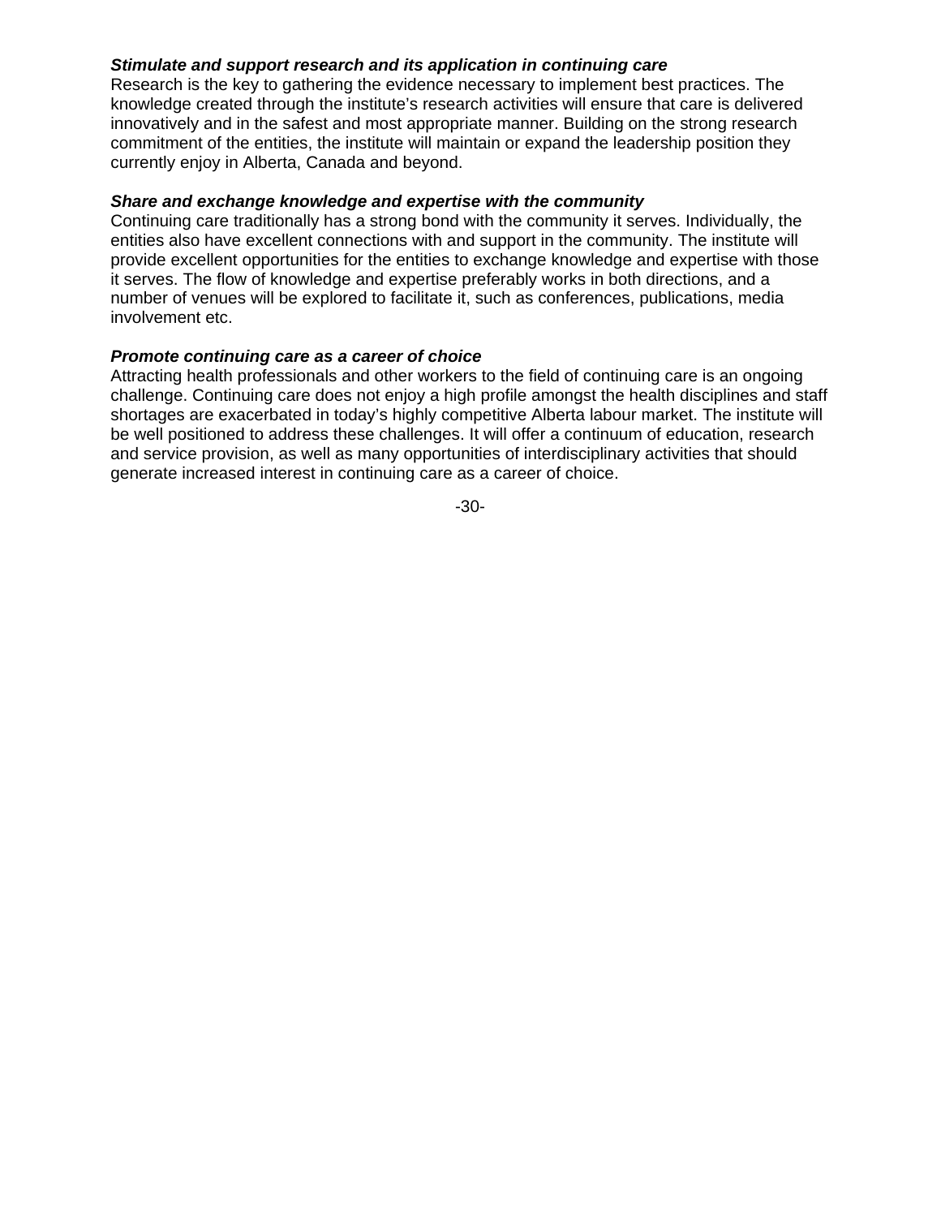***Stimulate and support research and its application in continuing care***

Research is the key to gathering the evidence necessary to implement best practices. The knowledge created through the institute's research activities will ensure that care is delivered innovatively and in the safest and most appropriate manner. Building on the strong research commitment of the entities, the institute will maintain or expand the leadership position they currently enjoy in Alberta, Canada and beyond.

***Share and exchange knowledge and expertise with the community***

Continuing care traditionally has a strong bond with the community it serves. Individually, the entities also have excellent connections with and support in the community. The institute will provide excellent opportunities for the entities to exchange knowledge and expertise with those it serves. The flow of knowledge and expertise preferably works in both directions, and a number of venues will be explored to facilitate it, such as conferences, publications, media involvement etc.

***Promote continuing care as a career of choice***

Attracting health professionals and other workers to the field of continuing care is an ongoing challenge. Continuing care does not enjoy a high profile amongst the health disciplines and staff shortages are exacerbated in today's highly competitive Alberta labour market. The institute will be well positioned to address these challenges. It will offer a continuum of education, research and service provision, as well as many opportunities of interdisciplinary activities that should generate increased interest in continuing care as a career of choice.